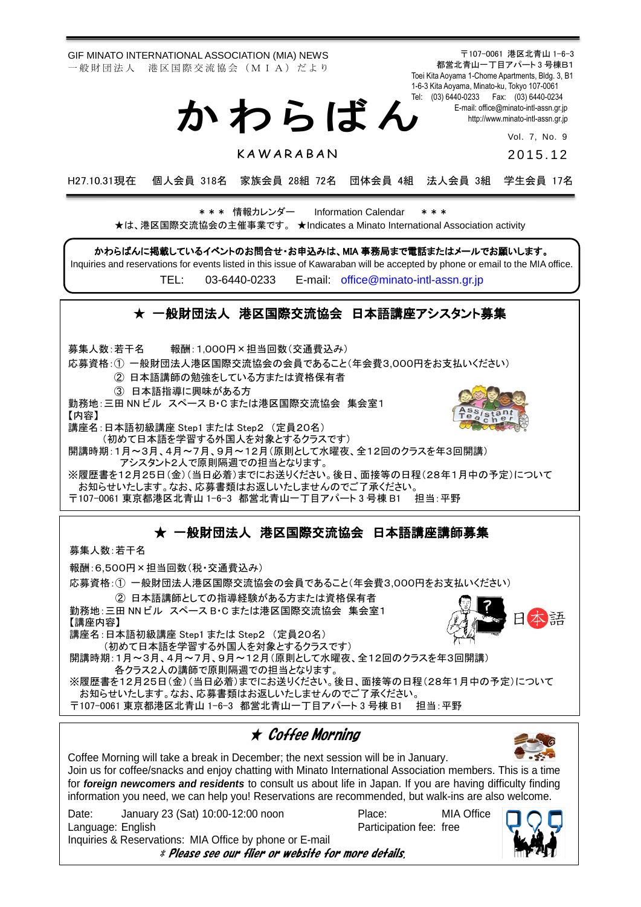GIF MINATO INTERNATIONAL ASSOCIATION (MIA) NEWS
一般財団法人　港区国際交流協会（ＭＩＡ）だより

〒107-0061 港区北青山 1-6-3
都営北青山一丁目アパート 3 号棟B1
Toei Kita Aoyama 1-Chome Apartments, Bldg. 3, B1
1-6-3 Kita Aoyama, Minato-ku, Tokyo 107-0061
Tel: (03) 6440-0233　Fax: (03) 6440-0234
E-mail: office@minato-intl-assn.gr.jp
http://www.minato-intl-assn.gr.jp

# かわらばん

KAWARABAN

Vol. 7, No. 9
2015.12

H27.10.31現在　個人会員 318名　家族会員 28組 72名　団体会員 4組　法人会員 3組　学生会員 17名

＊＊＊ 情報カレンダー　Information Calendar ＊＊＊
★は、港区国際交流協会の主催事業です。★Indicates a Minato International Association activity

**かわらばんに掲載しているイベントのお問合せ・お申込みは、MIA 事務局まで電話またはメールでお願いします。**
Inquiries and reservations for events listed in this issue of Kawaraban will be accepted by phone or email to the MIA office.
TEL: 03-6440-0233　E-mail: office@minato-intl-assn.gr.jp

## ★ 一般財団法人　港区国際交流協会　日本語講座アシスタント募集

募集人数：若干名　　報酬：1,000円×担当回数（交通費込み）
応募資格：① 一般財団法人港区国際交流協会の会員であること（年会費3,000円をお支払いください）
　② 日本語講師の勉強をしている方または資格保有者
　③ 日本語指導に興味がある方
勤務地：三田 NN ビル スペース B･C または港区国際交流協会 集会室1
【内容】
講座名：日本語初級講座 Step1 または Step2 （定員20名）
　（初めて日本語を学習する外国人を対象とするクラスです）
開講時期：1月～3月、4月～7月、9月～12月（原則として水曜夜、全12回のクラスを年3回開講）
　アシスタント2人で原則隔週での担当となります。
※履歴書を12月25日（金）（当日必着）までにお送りください。後日、面接等の日程（28年1月中の予定）について
　お知らせいたします。なお、応募書類はお返しいたしませんのでご了承ください。
〒107-0061 東京都港区北青山 1-6-3　都営北青山一丁目アパート 3 号棟 B1　　担当：平野

## ★ 一般財団法人 港区国際交流協会 日本語講座講師募集

募集人数：若干名

報酬：6,500円×担当回数（税・交通費込み）

応募資格：① 一般財団法人港区国際交流協会の会員であること（年会費3,000円をお支払いください）
　② 日本語講師としての指導経験がある方または資格保有者
勤務地：三田 NN ビル スペース B･C または港区国際交流協会 集会室1
【講座内容】
講座名：日本語初級講座 Step1 または Step2 （定員20名）
　（初めて日本語を学習する外国人を対象とするクラスです）
開講時期：1月～3月、4月～7月、9月～12月（原則として水曜夜、全12回のクラスを年3回開講）
　各クラス2人の講師で原則隔週での担当となります。
※履歴書を12月25日（金）（当日必着）までにお送りください。後日、面接等の日程（28年1月中の予定）について
　お知らせいたします。なお、応募書類はお返しいたしませんのでご了承ください。
〒107-0061 東京都港区北青山 1-6-3　都営北青山一丁目アパート 3 号棟 B1　　担当：平野

## ★ *Coffee Morning*

Coffee Morning will take a break in December; the next session will be in January.
Join us for coffee/snacks and enjoy chatting with Minato International Association members. This is a time for ***foreign newcomers and residents*** to consult us about life in Japan. If you are having difficulty finding information you need, we can help you! Reservations are recommended, but walk-ins are also welcome.

Date: January 23 (Sat) 10:00-12:00 noon　　Place: MIA Office
Language: English　　Participation fee: free
Inquiries & Reservations: MIA Office by phone or E-mail

*※ Please see our flier or website for more details.*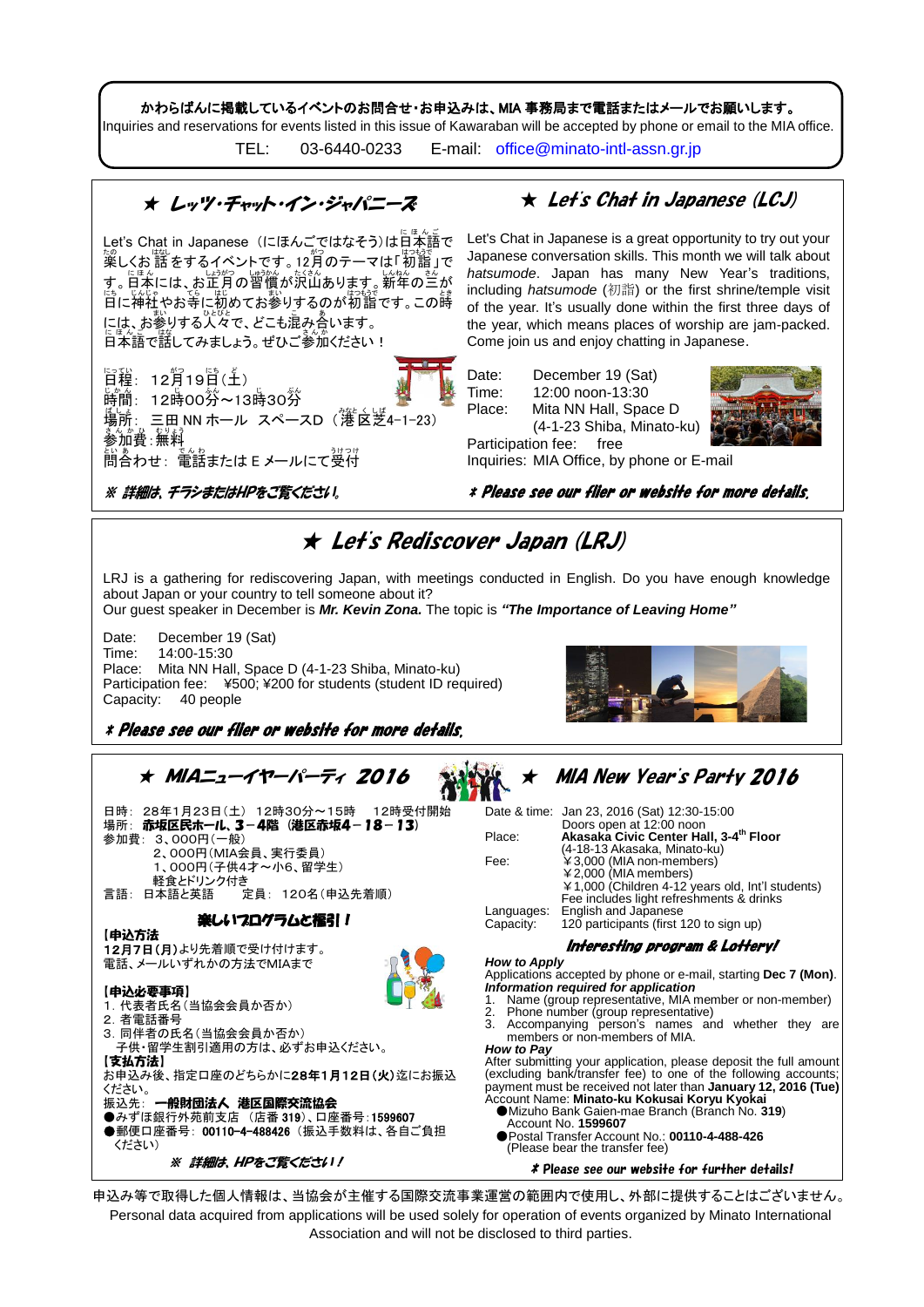かわらばんに掲載しているイベントのお問合せ・お申込みは、MIA 事務局まで電話またはメールでお願いします。
Inquiries and reservations for events listed in this issue of Kawaraban will be accepted by phone or email to the MIA office.
TEL: 03-6440-0233 E-mail: office@minato-intl-assn.gr.jp

## ★ レッツ・チャット・イン・ジャパニーズ

Let's Chat in Japanese（にほんごではなそう）は日本語で楽しくお話をするイベントです。12月のテーマは「初詣」です。日本には、お正月の習慣が沢山あります。新年の三が日に神社やお寺に初めてお参りするのが初詣です。この時には、お参りする人々で、どこも混み合います。日本語で話してみましょう。ぜひご参加ください！

日程: 12月19日（土）
時間: 12時00分～13時30分
場所: 三田 NN ホール スペースD（港区芝4-1-23）
参加費: 無料
問合わせ: 電話または E メールにて受付

※ 詳細は、チラシまたはHPをご覧ください。

## ★ Let's Chat in Japanese (LCJ)

Let's Chat in Japanese is a great opportunity to try out your Japanese conversation skills. This month we will talk about *hatsumode*. Japan has many New Year's traditions, including *hatsumode* (初詣) or the first shrine/temple visit of the year. It's usually done within the first three days of the year, which means places of worship are jam-packed. Come join us and enjoy chatting in Japanese.

Date: December 19 (Sat)
Time: 12:00 noon-13:30
Place: Mita NN Hall, Space D (4-1-23 Shiba, Minato-ku)
Participation fee: free
Inquiries: MIA Office, by phone or E-mail

\* Please see our flier or website for more details.

## ★ Let's Rediscover Japan (LRJ)

LRJ is a gathering for rediscovering Japan, with meetings conducted in English. Do you have enough knowledge about Japan or your country to tell someone about it?
Our guest speaker in December is ***Mr. Kevin Zona.*** The topic is ***"The Importance of Leaving Home"***

Date: December 19 (Sat)
Time: 14:00-15:30
Place: Mita NN Hall, Space D (4-1-23 Shiba, Minato-ku)
Participation fee: ¥500; ¥200 for students (student ID required)
Capacity: 40 people

\* Please see our flier or website for more details.

## ★ MIAニューイヤーパーティ 2016

日時: 28年1月23日（土） 12時30分～15時 12時受付開始
場所: **赤坂区民ホール、3－4階（港区赤坂4－18－13）**
参加費: 3、000円（一般）
2、000円（MIA会員、実行委員）
1、000円（子供4才～小6、留学生）
軽食とドリンク付き
言語: 日本語と英語 定員: 120名（申込先着順）

**楽しいプログラムと福引！**

**【申込方法】**
12月7日(月)より先着順で受け付けます。
電話、メールいずれかの方法でMIAまで

**【申込必要事項】**
1. 代表者氏名（当協会会員か否か）
2. 者電話番号
3. 同伴者の氏名（当協会会員か否か）
子供・留学生割引適用の方は、必ずお申込ください。

**【支払方法】**
お申込み後、指定口座のどちらかに**28年1月12日（火）**迄にお振込ください。
振込先: **一般財団法人 港区国際交流協会**
●みずほ銀行外苑前支店 （店番 **319**）、口座番号:**1599607**
●郵便口座番号: **00110-4-488426**（振込手数料は、各自ご負担ください）

※ 詳細は、HPをご覧ください！

## ★ MIA New Year's Party 2016

Date & time: Jan 23, 2016 (Sat) 12:30-15:00
Doors open at 12:00 noon
Place: **Akasaka Civic Center Hall, 3-4th Floor**
(4-18-13 Akasaka, Minato-ku)
Fee: ¥3,000 (MIA non-members)
¥2,000 (MIA members)
¥1,000 (Children 4-12 years old, Int'l students)
Fee includes light refreshments & drinks
Languages: English and Japanese
Capacity: 120 participants (first 120 to sign up)

**Interesting program & Lottery!**

***How to Apply***
Applications accepted by phone or e-mail, starting **Dec 7 (Mon)**.

***Information required for application***
1. Name (group representative, MIA member or non-member)
2. Phone number (group representative)
3. Accompanying person's names and whether they are members or non-members of MIA.

***How to Pay***
After submitting your application, please deposit the full amount (excluding bank/transfer fee) to one of the following accounts; payment must be received not later than **January 12, 2016 (Tue)**
Account Name: **Minato-ku Kokusai Koryu Kyokai**
●Mizuho Bank Gaien-mae Branch (Branch No. **319**)
Account No. **1599607**
●Postal Transfer Account No.: **00110-4-488-426**
(Please bear the transfer fee)

\* Please see our website for further details!

申込み等で取得した個人情報は、当協会が主催する国際交流事業運営の範囲内で使用し、外部に提供することはございません。
Personal data acquired from applications will be used solely for operation of events organized by Minato International Association and will not be disclosed to third parties.